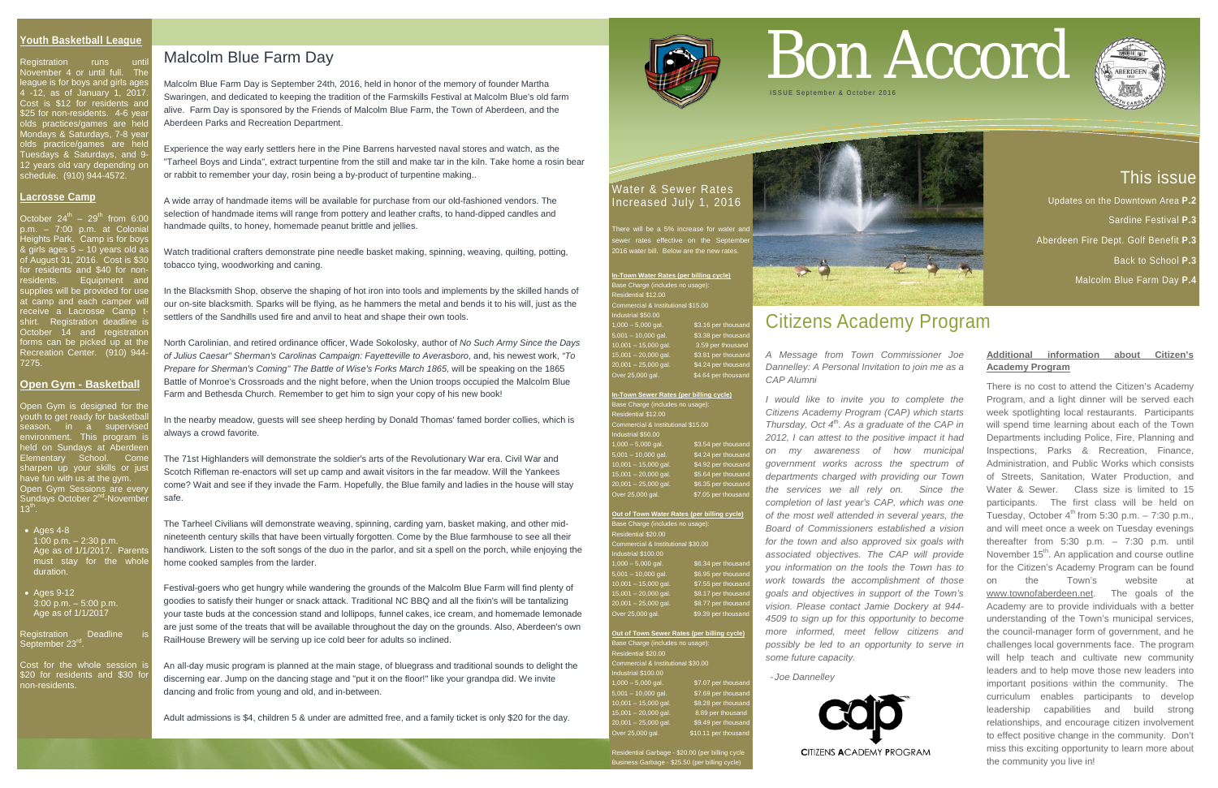# Bon Accord

ISSUE September & October 2016

## This issue

Updates on the Downtown Area **P.2**

Sardine Festival **P.3**

Aberdeen Fire Dept. Golf Benefit **P.3**

Back to School **P.3**

Malcolm Blue Farm Day **P.4**

### Youth Basketball League

Registration runs until November 4 or until full. The league is for boys and girls ages 4 -12, as of January 1, 2017. Cost is $12 for residents and $25 for non-residents. 4-6 year olds practices/games are held Mondays & Saturdays, 7-8 year olds practice/games are held Tuesdays & Saturdays, and 9-12 years old vary depending on schedule. (910) 944-4572.

### Lacrosse Camp

October 24th – 29th from 6:00 p.m. – 7:00 p.m. at Colonial Heights Park. Camp is for boys & girls ages 5 – 10 years old as of August 31, 2016. Cost is $30 for residents and $40 for non-residents. Equipment and supplies will be provided for use at camp and each camper will receive a Lacrosse Camp t-shirt. Registration deadline is October 14 and registration forms can be picked up at the Recreation Center. (910) 944-7275.

### Open Gym - Basketball

Open Gym is designed for the youth to get ready for basketball season, in a supervised environment. This program is held on Sundays at Aberdeen Elementary School. Come sharpen up your skills or just have fun with us at the gym. Open Gym Sessions are every Sundays October 2nd-November 13th.

- Ages 4-8
  1:00 p.m. – 2:30 p.m.
  Age as of 1/1/2017. Parents must stay for the whole duration.
- Ages 9-12
  3:00 p.m. – 5:00 p.m.
  Age as of 1/1/2017

Registration Deadline is September 23rd.

Cost for the whole session is $20 for residents and $30 for non-residents.

## Malcolm Blue Farm Day

Malcolm Blue Farm Day is September 24th, 2016, held in honor of the memory of founder Martha Swaringen, and dedicated to keeping the tradition of the Farmskills Festival at Malcolm Blue's old farm alive. Farm Day is sponsored by the Friends of Malcolm Blue Farm, the Town of Aberdeen, and the Aberdeen Parks and Recreation Department.

Experience the way early settlers here in the Pine Barrens harvested naval stores and watch, as the "Tarheel Boys and Linda", extract turpentine from the still and make tar in the kiln. Take home a rosin bear or rabbit to remember your day, rosin being a by-product of turpentine making..

A wide array of handmade items will be available for purchase from our old-fashioned vendors. The selection of handmade items will range from pottery and leather crafts, to hand-dipped candles and handmade quilts, to honey, homemade peanut brittle and jellies.

Watch traditional crafters demonstrate pine needle basket making, spinning, weaving, quilting, potting, tobacco tying, woodworking and caning.

In the Blacksmith Shop, observe the shaping of hot iron into tools and implements by the skilled hands of our on-site blacksmith. Sparks will be flying, as he hammers the metal and bends it to his will, just as the settlers of the Sandhills used fire and anvil to heat and shape their own tools.

North Carolinian, and retired ordinance officer, Wade Sokolosky, author of *No Such Army Since the Days of Julius Caesar" Sherman's Carolinas Campaign: Fayetteville to Averasboro*, and, his newest work, *"To Prepare for Sherman's Coming" The Battle of Wise's Forks March 1865*, will be speaking on the 1865 Battle of Monroe's Crossroads and the night before, when the Union troops occupied the Malcolm Blue Farm and Bethesda Church. Remember to get him to sign your copy of his new book!

In the nearby meadow, guests will see sheep herding by Donald Thomas' famed border collies, which is always a crowd favorite.

The 71st Highlanders will demonstrate the soldier's arts of the Revolutionary War era. Civil War and Scotch Rifleman re-enactors will set up camp and await visitors in the far meadow. Will the Yankees come? Wait and see if they invade the Farm. Hopefully, the Blue family and ladies in the house will stay safe.

The Tarheel Civilians will demonstrate weaving, spinning, carding yarn, basket making, and other mid-nineteenth century skills that have been virtually forgotten. Come by the Blue farmhouse to see all their handiwork. Listen to the soft songs of the duo in the parlor, and sit a spell on the porch, while enjoying the home cooked samples from the larder.

Festival-goers who get hungry while wandering the grounds of the Malcolm Blue Farm will find plenty of goodies to satisfy their hunger or snack attack. Traditional NC BBQ and all the fixin's will be tantalizing your taste buds at the concession stand and lollipops, funnel cakes, ice cream, and homemade lemonade are just some of the treats that will be available throughout the day on the grounds. Also, Aberdeen's own RailHouse Brewery will be serving up ice cold beer for adults so inclined.

An all-day music program is planned at the main stage, of bluegrass and traditional sounds to delight the discerning ear. Jump on the dancing stage and "put it on the floor!" like your grandpa did. We invite dancing and frolic from young and old, and in-between.

Adult admissions is $4, children 5 & under are admitted free, and a family ticket is only $20 for the day.

## Water & Sewer Rates Increased July 1, 2016

There will be a 5% increase for water and sewer rates effective on the September 2016 water bill. Below are the new rates.

**In-Town Water Rates (per billing cycle)**

| Base Charge (includes no usage): | |
|---|---|
| Residential $12.00 | |
| Commercial & Institutional $15.00 | |
| Industrial $50.00 | |
| 1,000 – 5,000 gal. | $3.16 per thousand |
| 5,001 – 10,000 gal. | $3.38 per thousand |
| 10,001 – 15,000 gal. | 3.59 per thousand |
| 15,001 – 20,000 gal. | $3.81 per thousand |
| 20,001 – 25,000 gal. | $4.24 per thousand |
| Over 25,000 gal. | $4.64 per thousand |

**In-Town Sewer Rates (per billing cycle)**

| Base Charge (includes no usage): | |
|---|---|
| Residential $12.00 | |
| Commercial & Institutional $15.00 | |
| Industrial $50.00 | |
| 1,000 – 5,000 gal. | $3.54 per thousand |
| 5,001 – 10,000 gal. | $4.24 per thousand |
| 10,001 – 15,000 gal. | $4.92 per thousand |
| 15,001 – 20,000 gal. | $5.64 per thousand |
| 20,001 – 25,000 gal. | $6.35 per thousand |
| Over 25,000 gal. | $7.05 per thousand |

**Out of Town Water Rates (per billing cycle)**

| Base Charge (includes no usage): | |
|---|---|
| Residential $20.00 | |
| Commercial & Institutional $30.00 | |
| Industrial $100.00 | |
| 1,000 – 5,000 gal. | $6.34 per thousand |
| 5,001 – 10,000 gal. | $6.95 per thousand |
| 10,001 – 15,000 gal. | $7.55 per thousand |
| 15,001 – 20,000 gal. | $8.17 per thousand |
| 20,001 – 25,000 gal. | $8.77 per thousand |
| Over 25,000 gal. | $9.39 per thousand |

**Out of Town Sewer Rates (per billing cycle)**

| Base Charge (includes no usage): | |
|---|---|
| Residential $20.00 | |
| Commercial & Institutional $30.00 | |
| Industrial $100.00 | |
| 1,000 – 5,000 gal. | $7.07 per thousand |
| 5,001 – 10,000 gal. | $7.69 per thousand |
| 10,001 – 15,000 gal. | $8.28 per thousand |
| 15,001 – 20,000 gal. | 8.89 per thousand |
| 20,001 – 25,000 gal. | $9.49 per thousand |
| Over 25,000 gal. | $10.11 per thousand |

Residential Garbage - $20.00 (per billing cycle)
Business Garbage - $25.50 (per billing cycle)

## Citizens Academy Program

*A Message from Town Commissioner Joe Dannelley: A Personal Invitation to join me as a CAP Alumni*

*I would like to invite you to complete the Citizens Academy Program (CAP) which starts Thursday, Oct 4th. As a graduate of the CAP in 2012, I can attest to the positive impact it had on my awareness of how municipal government works across the spectrum of departments charged with providing our Town the services we all rely on. Since the completion of last year's CAP, which was one of the most well attended in several years, the Board of Commissioners established a vision for the town and also approved six goals with associated objectives. The CAP will provide you information on the tools the Town has to work towards the accomplishment of those goals and objectives in support of the Town's vision. Please contact Jamie Dockery at 944-4509 to sign up for this opportunity to become more informed, meet fellow citizens and possibly be led to an opportunity to serve in some future capacity.*

*-Joe Dannelley*

CITIZENS ACADEMY PROGRAM

**Additional information about Citizen's Academy Program**

There is no cost to attend the Citizen's Academy Program, and a light dinner will be served each week spotlighting local restaurants. Participants will spend time learning about each of the Town Departments including Police, Fire, Planning and Inspections, Parks & Recreation, Finance, Administration, and Public Works which consists of Streets, Sanitation, Water Production, and Water & Sewer. Class size is limited to 15 participants. The first class will be held on Tuesday, October 4th from 5:30 p.m. – 7:30 p.m., and will meet once a week on Tuesday evenings thereafter from 5:30 p.m. – 7:30 p.m. until November 15th. An application and course outline for the Citizen's Academy Program can be found on the Town's website at www.townofaberdeen.net. The goals of the Academy are to provide individuals with a better understanding of the Town's municipal services, the council-manager form of government, and he challenges local governments face. The program will help teach and cultivate new community leaders and to help move those new leaders into important positions within the community. The curriculum enables participants to develop leadership capabilities and build strong relationships, and encourage citizen involvement to effect positive change in the community. Don't miss this exciting opportunity to learn more about the community you live in!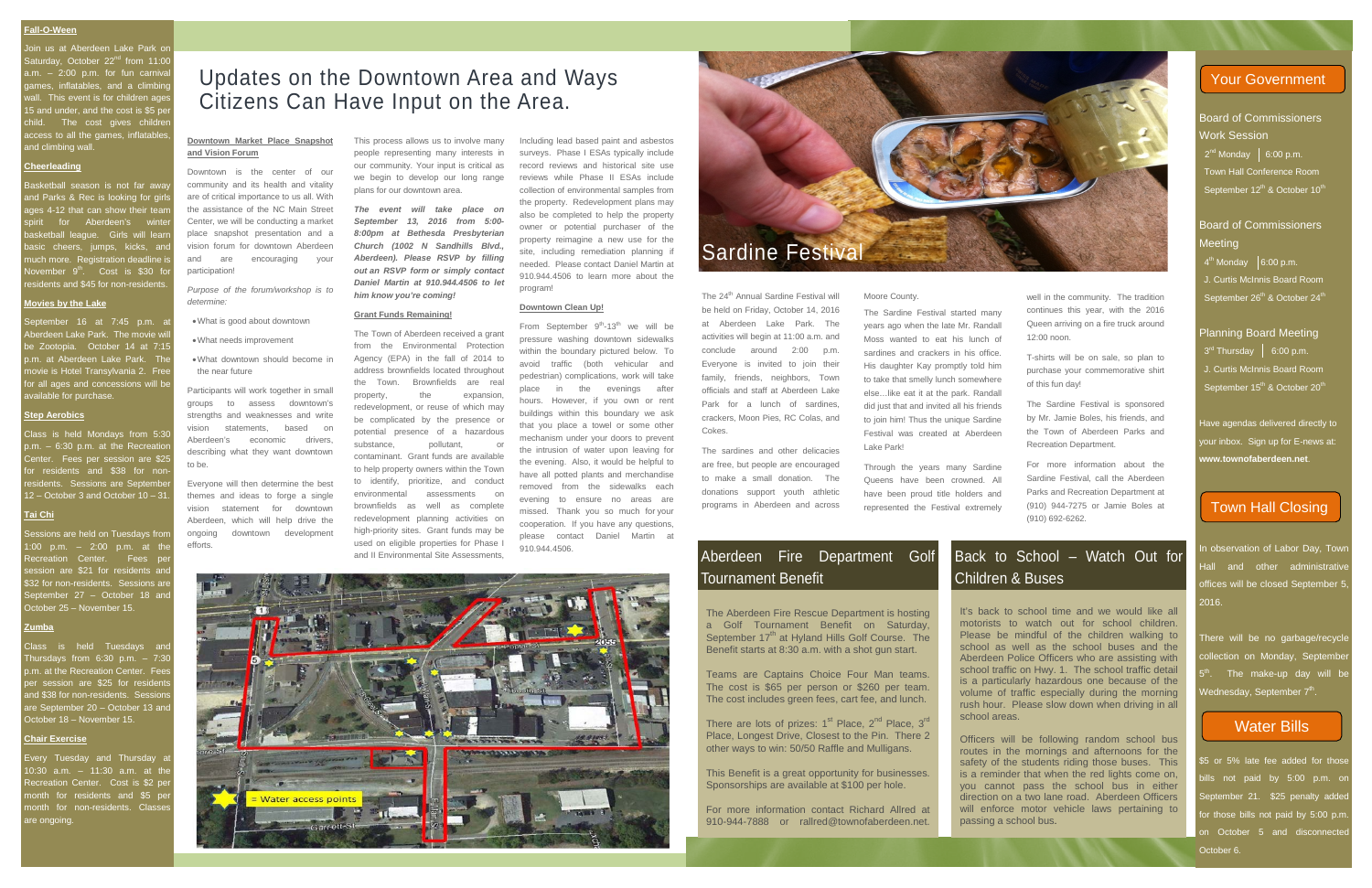## Fall-O-Ween

Join us at Aberdeen Lake Park on Saturday, October 22nd from 11:00 a.m. – 2:00 p.m. for fun carnival games, inflatables, and a climbing wall. This event is for children ages 15 and under, and the cost is $5 per child. The cost gives children access to all the games, inflatables, and climbing wall.

## Cheerleading

Basketball season is not far away and Parks & Rec is looking for girls ages 4-12 that can show their team spirit for Aberdeen's winter basketball league. Girls will learn basic cheers, jumps, kicks, and much more. Registration deadline is November 9th. Cost is $30 for residents and $45 for non-residents.

## Movies by the Lake

September 16 at 7:45 p.m. at Aberdeen Lake Park. The movie will be Zootopia. October 14 at 7:15 p.m. at Aberdeen Lake Park. The movie is Hotel Transylvania 2. Free for all ages and concessions will be available for purchase.

## Step Aerobics

Class is held Mondays from 5:30 p.m. – 6:30 p.m. at the Recreation Center. Fees per session are $25 for residents and $38 for non-residents. Sessions are September 12 – October 3 and October 10 – 31.

## Tai Chi

Sessions are held on Tuesdays from 1:00 p.m. – 2:00 p.m. at the Recreation Center. Fees per session are $21 for residents and $32 for non-residents. Sessions are September 27 – October 18 and October 25 – November 15.

## Zumba

Class is held Tuesdays and Thursdays from 6:30 p.m. – 7:30 p.m. at the Recreation Center. Fees per session are $25 for residents and $38 for non-residents. Sessions are September 20 – October 13 and October 18 – November 15.

## Chair Exercise

Every Tuesday and Thursday at 10:30 a.m. – 11:30 a.m. at the Recreation Center. Cost is $2 per month for residents and $5 per month for non-residents. Classes are ongoing.

# Updates on the Downtown Area and Ways Citizens Can Have Input on the Area.

### Downtown Market Place Snapshot and Vision Forum

Downtown is the center of our community and its health and vitality are of critical importance to us all. With the assistance of the NC Main Street Center, we will be conducting a market place snapshot presentation and a vision forum for downtown Aberdeen and are encouraging your participation!

*Purpose of the forum/workshop is to determine:*

- What is good about downtown
- What needs improvement
- What downtown should become in the near future

Participants will work together in small groups to assess downtown's strengths and weaknesses and write vision statements, based on Aberdeen's economic drivers, describing what they want downtown to be.

Everyone will then determine the best themes and ideas to forge a single vision statement for downtown Aberdeen, which will help drive the ongoing downtown development efforts.

This process allows us to involve many people representing many interests in our community. Your input is critical as we begin to develop our long range plans for our downtown area.

***The event will take place on September 13, 2016 from 5:00-8:00pm at Bethesda Presbyterian Church (1002 N Sandhills Blvd., Aberdeen). Please RSVP by filling out an RSVP form or simply contact Daniel Martin at 910.944.4506 to let him know you're coming!***

### Grant Funds Remaining!

The Town of Aberdeen received a grant from the Environmental Protection Agency (EPA) in the fall of 2014 to address brownfields located throughout the Town. Brownfields are real property, the expansion, redevelopment, or reuse of which may be complicated by the presence or potential presence of a hazardous substance, pollutant, or contaminant. Grant funds are available to help property owners within the Town to identify, prioritize, and conduct environmental assessments on brownfields as well as complete redevelopment planning activities on high-priority sites. Grant funds may be used on eligible properties for Phase I and II Environmental Site Assessments, Including lead based paint and asbestos surveys. Phase I ESAs typically include record reviews and historical site use reviews while Phase II ESAs include collection of environmental samples from the property. Redevelopment plans may also be completed to help the property owner or potential purchaser of the property reimagine a new use for the site, including remediation planning if needed. Please contact Daniel Martin at 910.944.4506 to learn more about the program!

### Downtown Clean Up!

From September 9th-13th we will be pressure washing downtown sidewalks within the boundary pictured below. To avoid traffic (both vehicular and pedestrian) complications, work will take place in the evenings after hours. However, if you own or rent buildings within this boundary we ask that you place a towel or some other mechanism under your doors to prevent the intrusion of water upon leaving for the evening. Also, it would be helpful to have all potted plants and merchandise removed from the sidewalks each evening to ensure no areas are missed. Thank you so much for your cooperation. If you have any questions, please contact Daniel Martin at 910.944.4506.

= Water access points

# Sardine Festival

The 24th Annual Sardine Festival will be held on Friday, October 14, 2016 at Aberdeen Lake Park. The activities will begin at 11:00 a.m. and conclude around 2:00 p.m. Everyone is invited to join their family, friends, neighbors, Town officials and staff at Aberdeen Lake Park for a lunch of sardines, crackers, Moon Pies, RC Colas, and Cokes.

The sardines and other delicacies are free, but people are encouraged to make a small donation. The donations support youth athletic programs in Aberdeen and across Moore County.

The Sardine Festival started many years ago when the late Mr. Randall Moss wanted to eat his lunch of sardines and crackers in his office. His daughter Kay promptly told him to take that smelly lunch somewhere else...like eat it at the park. Randall did just that and invited all his friends to join him! Thus the unique Sardine Festival was created at Aberdeen Lake Park!

Through the years many Sardine Queens have been crowned. All have been proud title holders and represented the Festival extremely well in the community. The tradition continues this year, with the 2016 Queen arriving on a fire truck around 12:00 noon.

T-shirts will be on sale, so plan to purchase your commemorative shirt of this fun day!

The Sardine Festival is sponsored by Mr. Jamie Boles, his friends, and the Town of Aberdeen Parks and Recreation Department.

For more information about the Sardine Festival, call the Aberdeen Parks and Recreation Department at (910) 944-7275 or Jamie Boles at (910) 692-6262.

# Aberdeen Fire Department Golf Tournament Benefit

The Aberdeen Fire Rescue Department is hosting a Golf Tournament Benefit on Saturday, September 17th at Hyland Hills Golf Course. The Benefit starts at 8:30 a.m. with a shot gun start.

Teams are Captains Choice Four Man teams. The cost is $65 per person or $260 per team. The cost includes green fees, cart fee, and lunch.

There are lots of prizes: 1st Place, 2nd Place, 3rd Place, Longest Drive, Closest to the Pin. There 2 other ways to win: 50/50 Raffle and Mulligans.

This Benefit is a great opportunity for businesses. Sponsorships are available at $100 per hole.

For more information contact Richard Allred at 910-944-7888 or rallred@townofaberdeen.net.

# Back to School – Watch Out for Children & Buses

It's back to school time and we would like all motorists to watch out for school children. Please be mindful of the children walking to school as well as the school buses and the Aberdeen Police Officers who are assisting with school traffic on Hwy. 1. The school traffic detail is a particularly hazardous one because of the volume of traffic especially during the morning rush hour. Please slow down when driving in all school areas.

Officers will be following random school bus routes in the mornings and afternoons for the safety of the students riding those buses. This is a reminder that when the red lights come on, you cannot pass the school bus in either direction on a two lane road. Aberdeen Officers will enforce motor vehicle laws pertaining to passing a school bus.

# Your Government

**Board of Commissioners Work Session**
2nd Monday | 6:00 p.m.
Town Hall Conference Room
September 12th & October 10th

**Board of Commissioners Meeting**
4th Monday | 6:00 p.m.
J. Curtis McInnis Board Room
September 26th & October 24th

**Planning Board Meeting**
3rd Thursday | 6:00 p.m.
J. Curtis McInnis Board Room
September 15th & October 20th

Have agendas delivered directly to your inbox. Sign up for E-news at: **www.townofaberdeen.net**.

# Town Hall Closing

In observation of Labor Day, Town Hall and other administrative offices will be closed September 5, 2016.

There will be no garbage/recycle collection on Monday, September 5th. The make-up day will be Wednesday, September 7th.

# Water Bills

$5 or 5% late fee added for those bills not paid by 5:00 p.m. on September 21. $25 penalty added for those bills not paid by 5:00 p.m. on October 5 and disconnected October 6.